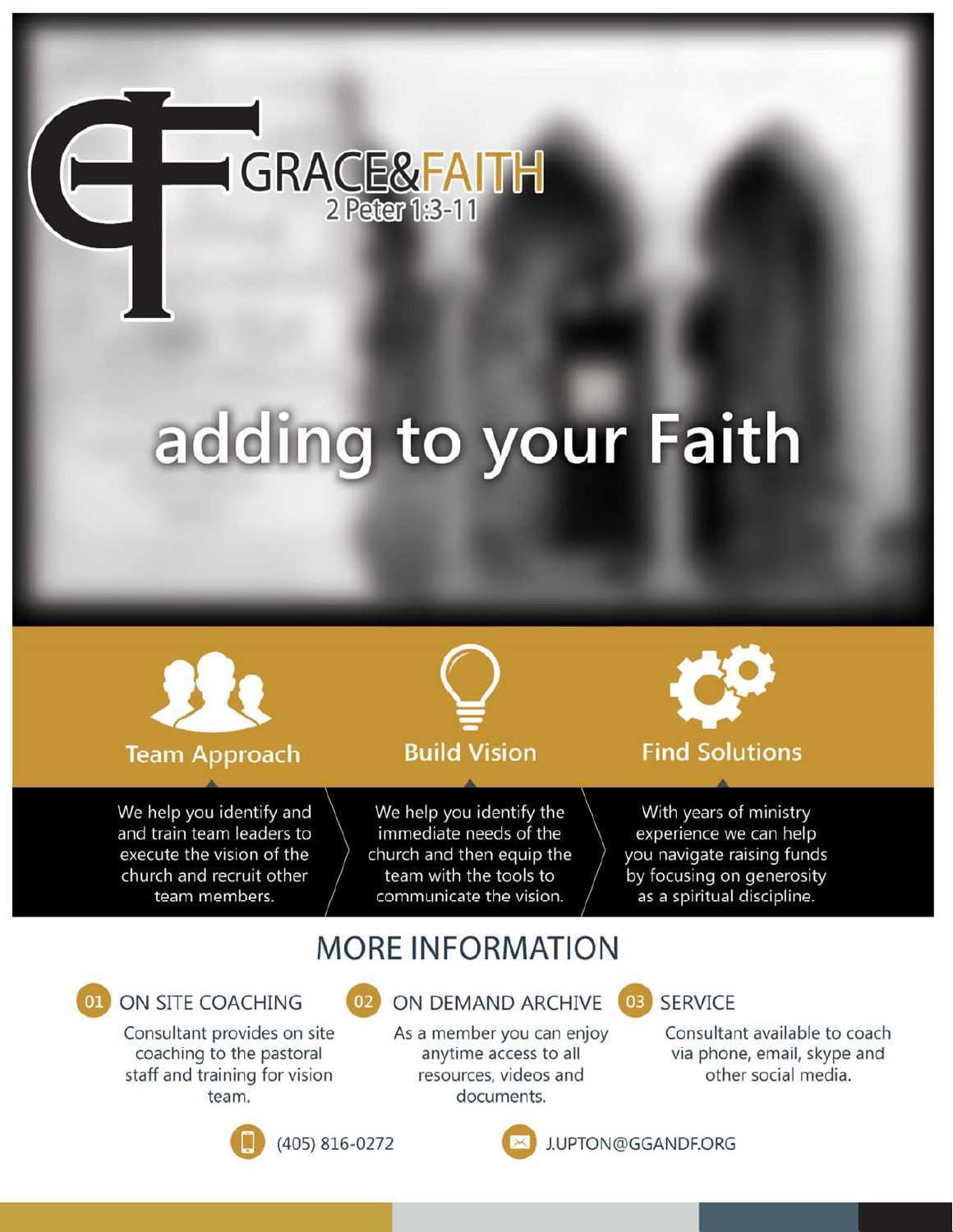# GRACE&FAITH

2 Peter 1:3-11

## adding to your Faith

### Team Approach

We help you identify and and train team leaders to execute the vision of the church and recruit other team members.

### Build Vision

We help you identify the immediate needs of the church and then equip the team with the tools to communicate the vision.

### Find Solutions

With years of ministry experience we can help you navigate raising funds by focusing on generosity as a spiritual discipline.

## MORE INFORMATION

**01 ON SITE COACHING**

Consultant provides on site coaching to the pastoral staff and training for vision team.

**02 ON DEMAND ARCHIVE**

As a member you can enjoy anytime access to all resources, videos and documents.

**03 SERVICE**

Consultant available to coach via phone, email, skype and other social media.

(405) 816-0272

J.UPTON@GGANDF.ORG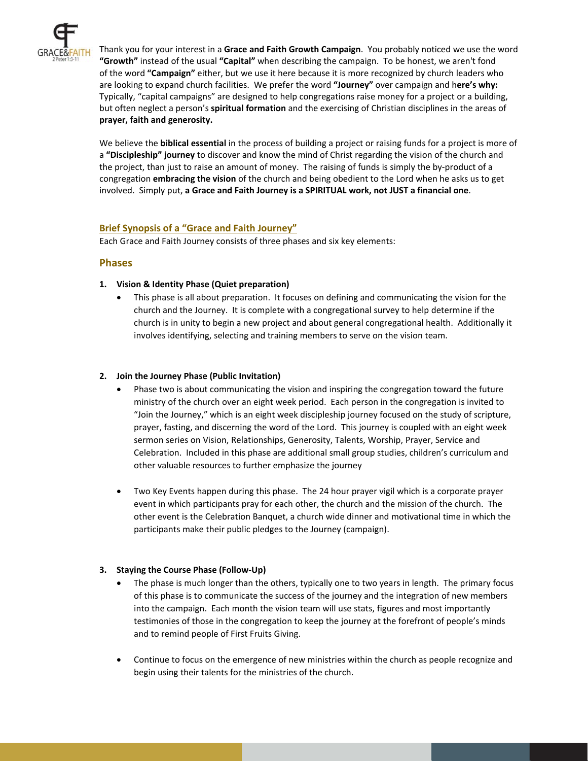Thank you for your interest in a **Grace and Faith Growth Campaign**. You probably noticed we use the word **"Growth"** instead of the usual **"Capital"** when describing the campaign. To be honest, we aren't fond of the word **"Campaign"** either, but we use it here because it is more recognized by church leaders who are looking to expand church facilities. We prefer the word **"Journey"** over campaign and h**ere's why:** Typically, "capital campaigns" are designed to help congregations raise money for a project or a building, but often neglect a person's **spiritual formation** and the exercising of Christian disciplines in the areas of **prayer, faith and generosity.**

We believe the **biblical essential** in the process of building a project or raising funds for a project is more of a **"Discipleship" journey** to discover and know the mind of Christ regarding the vision of the church and the project, than just to raise an amount of money. The raising of funds is simply the by-product of a congregation **embracing the vision** of the church and being obedient to the Lord when he asks us to get involved. Simply put, **a Grace and Faith Journey is a SPIRITUAL work, not JUST a financial one**.

## Brief Synopsis of a "Grace and Faith Journey"

Each Grace and Faith Journey consists of three phases and six key elements:

### Phases

1. **Vision & Identity Phase (Quiet preparation)**
   - This phase is all about preparation. It focuses on defining and communicating the vision for the church and the Journey. It is complete with a congregational survey to help determine if the church is in unity to begin a new project and about general congregational health. Additionally it involves identifying, selecting and training members to serve on the vision team.

2. **Join the Journey Phase (Public Invitation)**
   - Phase two is about communicating the vision and inspiring the congregation toward the future ministry of the church over an eight week period. Each person in the congregation is invited to "Join the Journey," which is an eight week discipleship journey focused on the study of scripture, prayer, fasting, and discerning the word of the Lord. This journey is coupled with an eight week sermon series on Vision, Relationships, Generosity, Talents, Worship, Prayer, Service and Celebration. Included in this phase are additional small group studies, children's curriculum and other valuable resources to further emphasize the journey

   - Two Key Events happen during this phase. The 24 hour prayer vigil which is a corporate prayer event in which participants pray for each other, the church and the mission of the church. The other event is the Celebration Banquet, a church wide dinner and motivational time in which the participants make their public pledges to the Journey (campaign).

3. **Staying the Course Phase (Follow-Up)**
   - The phase is much longer than the others, typically one to two years in length. The primary focus of this phase is to communicate the success of the journey and the integration of new members into the campaign. Each month the vision team will use stats, figures and most importantly testimonies of those in the congregation to keep the journey at the forefront of people's minds and to remind people of First Fruits Giving.

   - Continue to focus on the emergence of new ministries within the church as people recognize and begin using their talents for the ministries of the church.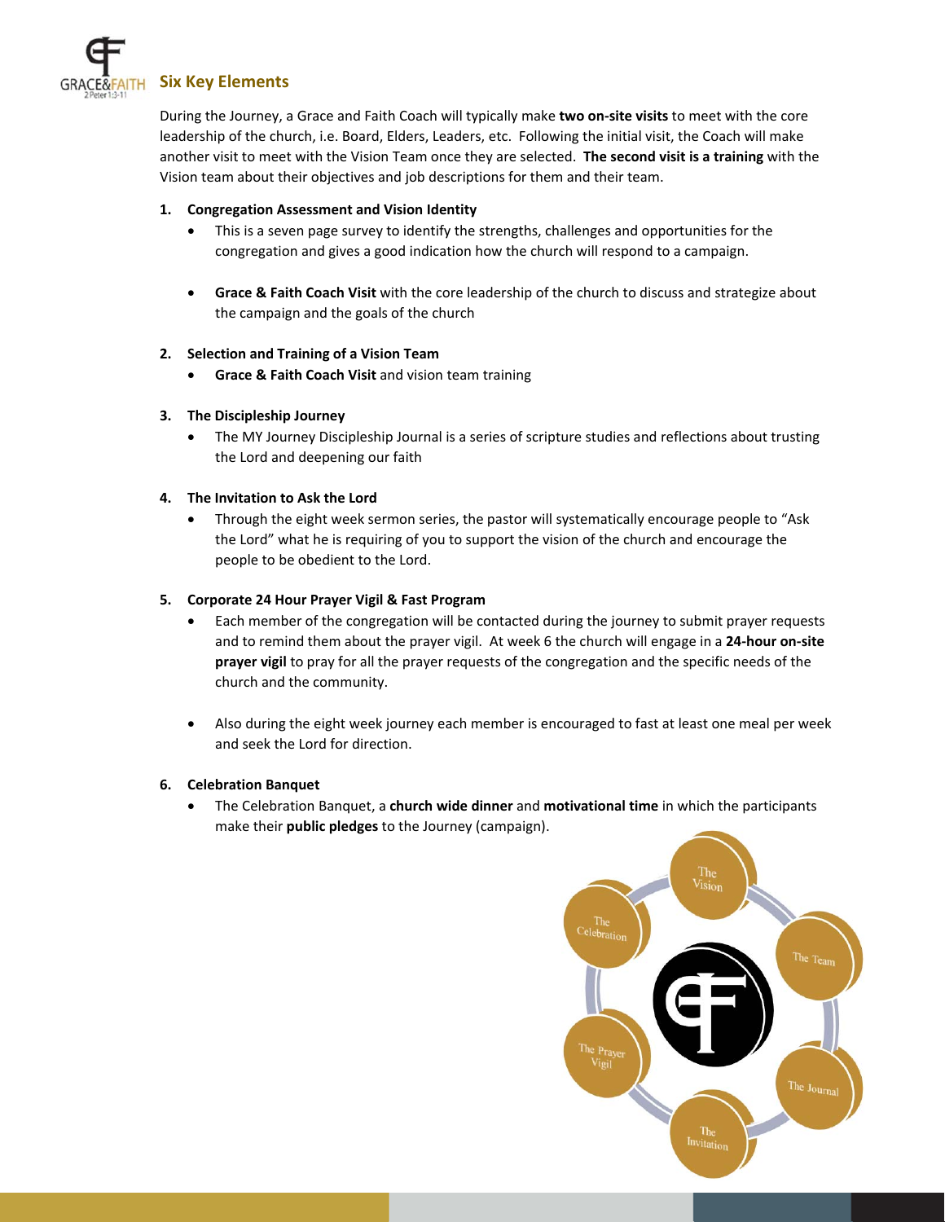## Six Key Elements

During the Journey, a Grace and Faith Coach will typically make **two on-site visits** to meet with the core leadership of the church, i.e. Board, Elders, Leaders, etc. Following the initial visit, the Coach will make another visit to meet with the Vision Team once they are selected. **The second visit is a training** with the Vision team about their objectives and job descriptions for them and their team.

1. **Congregation Assessment and Vision Identity**
   - This is a seven page survey to identify the strengths, challenges and opportunities for the congregation and gives a good indication how the church will respond to a campaign.
   - **Grace & Faith Coach Visit** with the core leadership of the church to discuss and strategize about the campaign and the goals of the church

2. **Selection and Training of a Vision Team**
   - **Grace & Faith Coach Visit** and vision team training

3. **The Discipleship Journey**
   - The MY Journey Discipleship Journal is a series of scripture studies and reflections about trusting the Lord and deepening our faith

4. **The Invitation to Ask the Lord**
   - Through the eight week sermon series, the pastor will systematically encourage people to "Ask the Lord" what he is requiring of you to support the vision of the church and encourage the people to be obedient to the Lord.

5. **Corporate 24 Hour Prayer Vigil & Fast Program**
   - Each member of the congregation will be contacted during the journey to submit prayer requests and to remind them about the prayer vigil. At week 6 the church will engage in a **24-hour on-site prayer vigil** to pray for all the prayer requests of the congregation and the specific needs of the church and the community.
   - Also during the eight week journey each member is encouraged to fast at least one meal per week and seek the Lord for direction.

6. **Celebration Banquet**
   - The Celebration Banquet, a **church wide dinner** and **motivational time** in which the participants make their **public pledges** to the Journey (campaign).

The Vision
The Team
The Journal
The Invitation
The Prayer Vigil
The Celebration